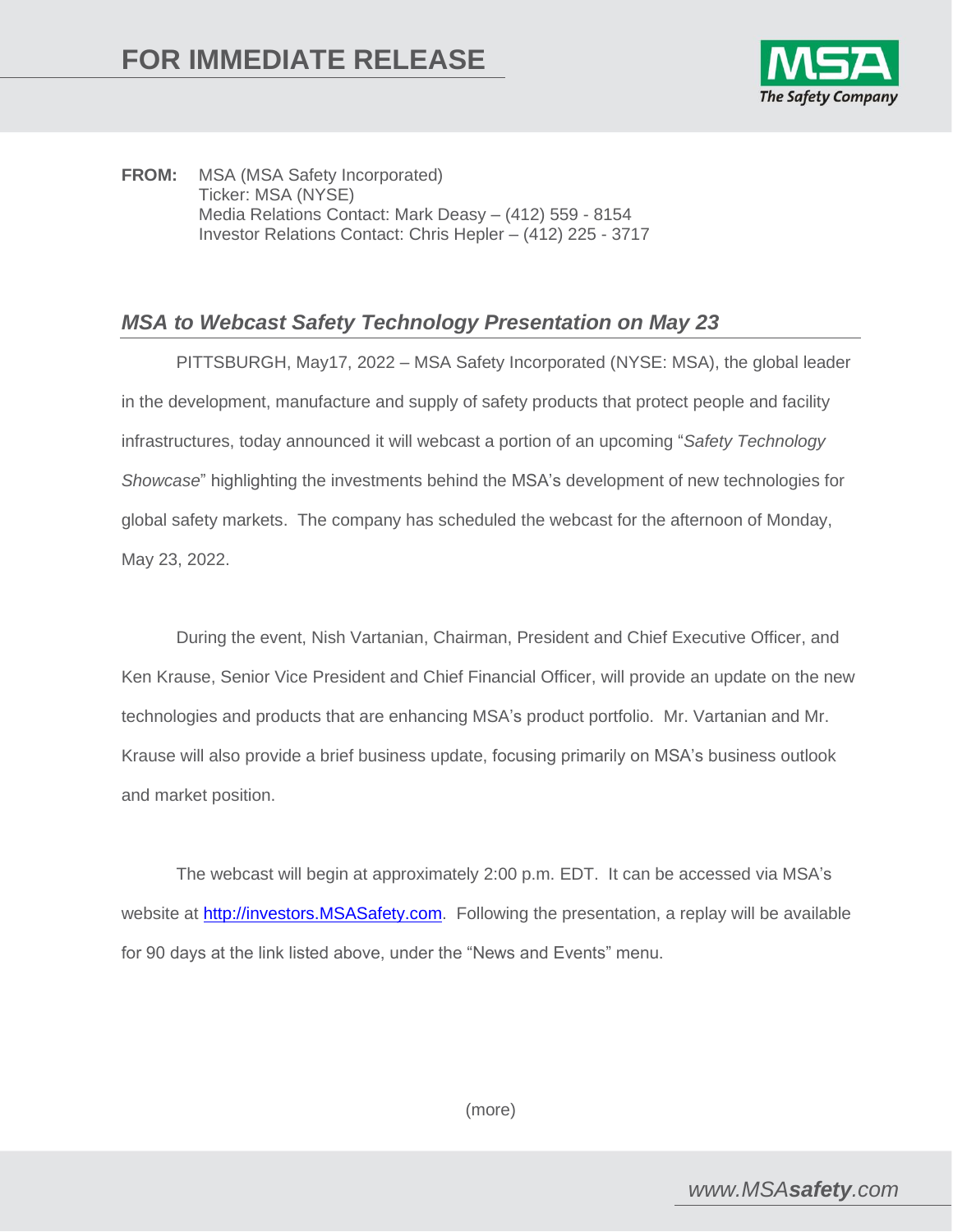# FOR IMMEDIATE RELEASE

**FROM:** MSA (MSA Safety Incorporated)
Ticker: MSA (NYSE)
Media Relations Contact: Mark Deasy – (412) 559 - 8154
Investor Relations Contact: Chris Hepler – (412) 225 - 3717

## *MSA to Webcast Safety Technology Presentation on May 23*

PITTSBURGH, May17, 2022 – MSA Safety Incorporated (NYSE: MSA), the global leader in the development, manufacture and supply of safety products that protect people and facility infrastructures, today announced it will webcast a portion of an upcoming "*Safety Technology Showcase*" highlighting the investments behind the MSA's development of new technologies for global safety markets. The company has scheduled the webcast for the afternoon of Monday, May 23, 2022.

During the event, Nish Vartanian, Chairman, President and Chief Executive Officer, and Ken Krause, Senior Vice President and Chief Financial Officer, will provide an update on the new technologies and products that are enhancing MSA's product portfolio. Mr. Vartanian and Mr. Krause will also provide a brief business update, focusing primarily on MSA's business outlook and market position.

The webcast will begin at approximately 2:00 p.m. EDT. It can be accessed via MSA's website at http://investors.MSASafety.com. Following the presentation, a replay will be available for 90 days at the link listed above, under the "News and Events" menu.

(more)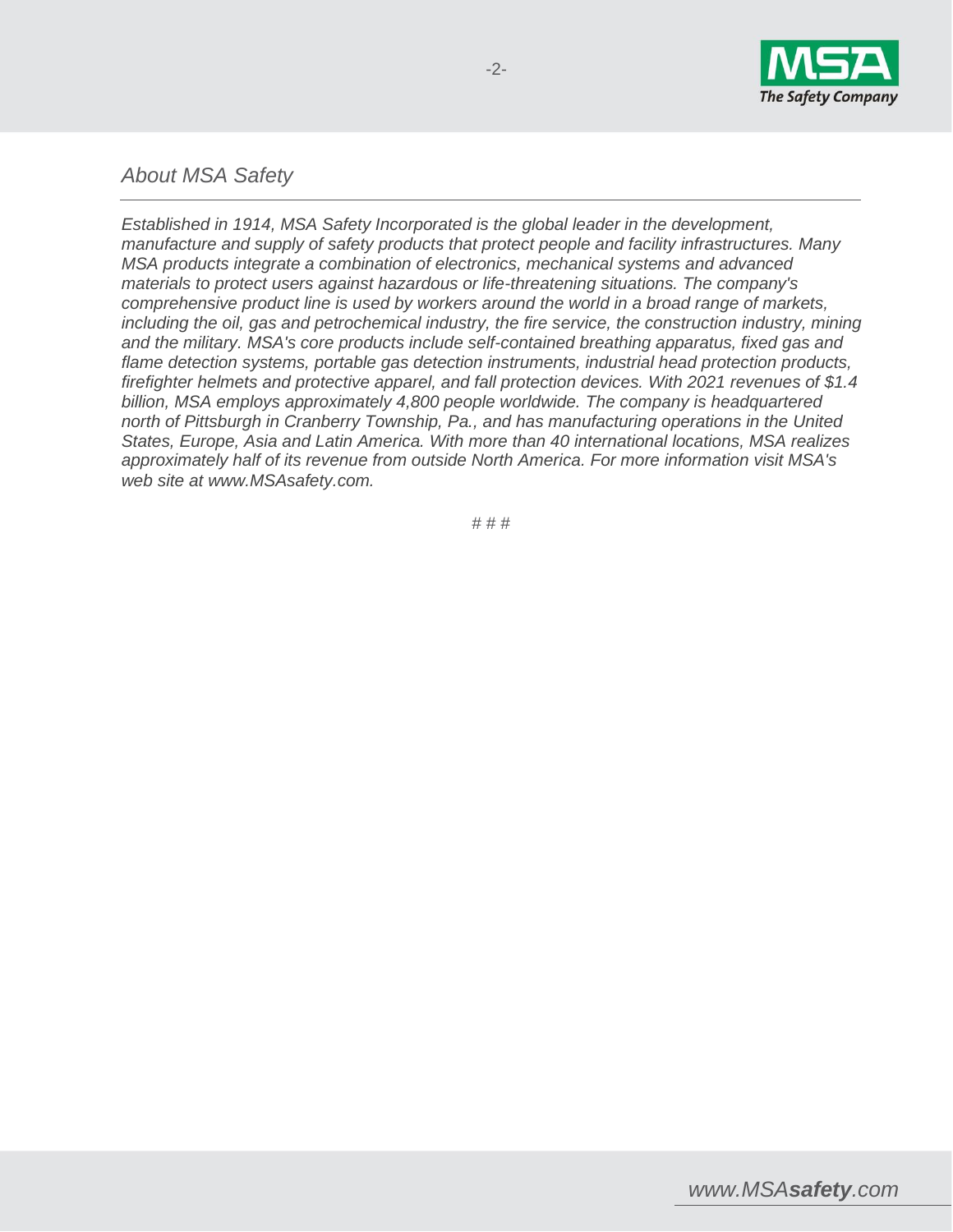## *About MSA Safety*

*Established in 1914, MSA Safety Incorporated is the global leader in the development, manufacture and supply of safety products that protect people and facility infrastructures. Many MSA products integrate a combination of electronics, mechanical systems and advanced materials to protect users against hazardous or life-threatening situations. The company's comprehensive product line is used by workers around the world in a broad range of markets, including the oil, gas and petrochemical industry, the fire service, the construction industry, mining and the military. MSA's core products include self-contained breathing apparatus, fixed gas and flame detection systems, portable gas detection instruments, industrial head protection products, firefighter helmets and protective apparel, and fall protection devices. With 2021 revenues of $1.4 billion, MSA employs approximately 4,800 people worldwide. The company is headquartered north of Pittsburgh in Cranberry Township, Pa., and has manufacturing operations in the United States, Europe, Asia and Latin America. With more than 40 international locations, MSA realizes approximately half of its revenue from outside North America. For more information visit MSA's web site at www.MSAsafety.com.*

# # #